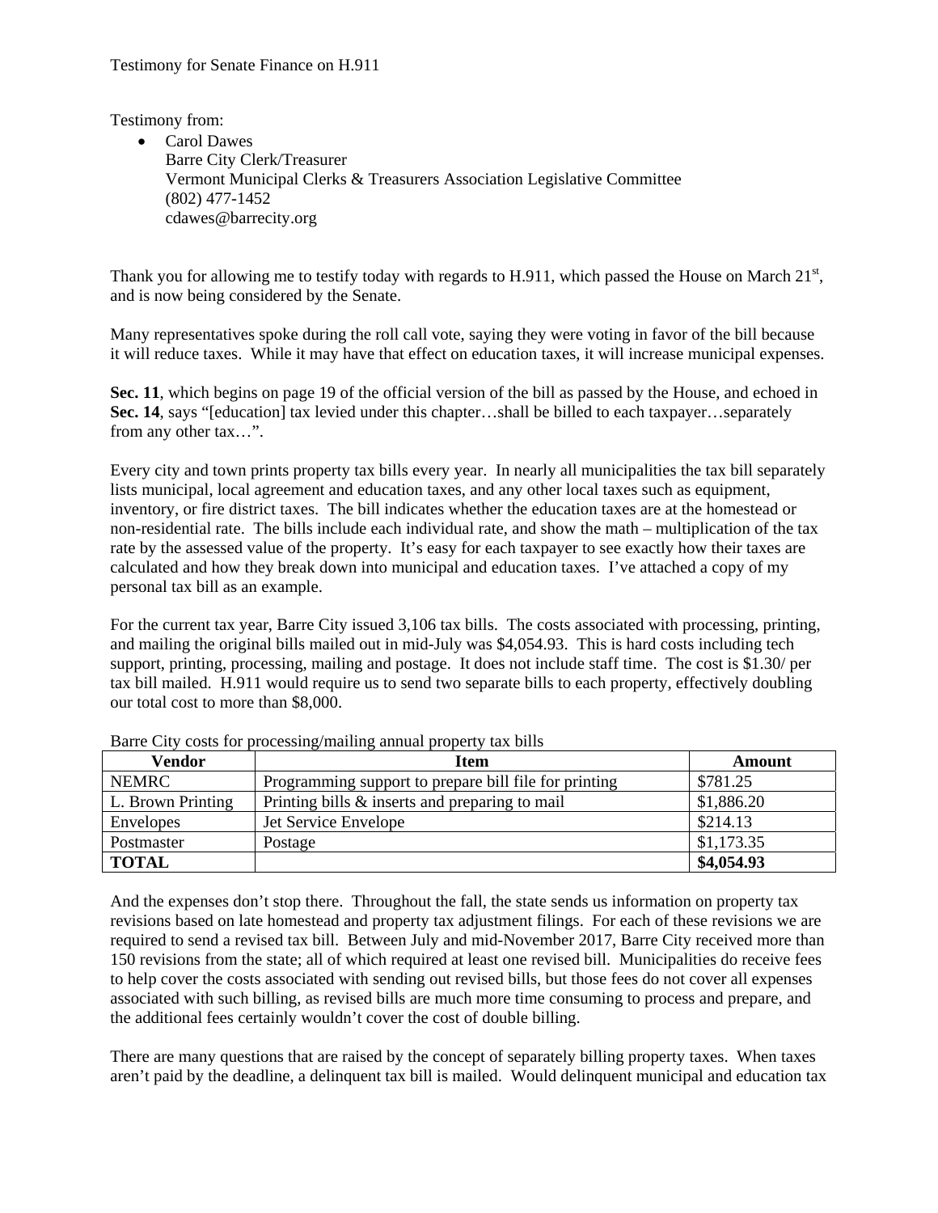Testimony for Senate Finance on H.911

Testimony from:

- Carol Dawes
  Barre City Clerk/Treasurer
  Vermont Municipal Clerks & Treasurers Association Legislative Committee
  (802) 477-1452
  cdawes@barrecity.org

Thank you for allowing me to testify today with regards to H.911, which passed the House on March 21st, and is now being considered by the Senate.

Many representatives spoke during the roll call vote, saying they were voting in favor of the bill because it will reduce taxes. While it may have that effect on education taxes, it will increase municipal expenses.

**Sec. 11**, which begins on page 19 of the official version of the bill as passed by the House, and echoed in **Sec. 14**, says "[education] tax levied under this chapter…shall be billed to each taxpayer…separately from any other tax…".

Every city and town prints property tax bills every year. In nearly all municipalities the tax bill separately lists municipal, local agreement and education taxes, and any other local taxes such as equipment, inventory, or fire district taxes. The bill indicates whether the education taxes are at the homestead or non-residential rate. The bills include each individual rate, and show the math – multiplication of the tax rate by the assessed value of the property. It's easy for each taxpayer to see exactly how their taxes are calculated and how they break down into municipal and education taxes. I've attached a copy of my personal tax bill as an example.

For the current tax year, Barre City issued 3,106 tax bills. The costs associated with processing, printing, and mailing the original bills mailed out in mid-July was $4,054.93. This is hard costs including tech support, printing, processing, mailing and postage. It does not include staff time. The cost is $1.30/ per tax bill mailed. H.911 would require us to send two separate bills to each property, effectively doubling our total cost to more than $8,000.

Barre City costs for processing/mailing annual property tax bills

| Vendor | Item | Amount |
|---|---|---|
| NEMRC | Programming support to prepare bill file for printing | $781.25 |
| L. Brown Printing | Printing bills & inserts and preparing to mail | $1,886.20 |
| Envelopes | Jet Service Envelope | $214.13 |
| Postmaster | Postage | $1,173.35 |
| **TOTAL** | | **$4,054.93** |

And the expenses don't stop there. Throughout the fall, the state sends us information on property tax revisions based on late homestead and property tax adjustment filings. For each of these revisions we are required to send a revised tax bill. Between July and mid-November 2017, Barre City received more than 150 revisions from the state; all of which required at least one revised bill. Municipalities do receive fees to help cover the costs associated with sending out revised bills, but those fees do not cover all expenses associated with such billing, as revised bills are much more time consuming to process and prepare, and the additional fees certainly wouldn't cover the cost of double billing.

There are many questions that are raised by the concept of separately billing property taxes. When taxes aren't paid by the deadline, a delinquent tax bill is mailed. Would delinquent municipal and education tax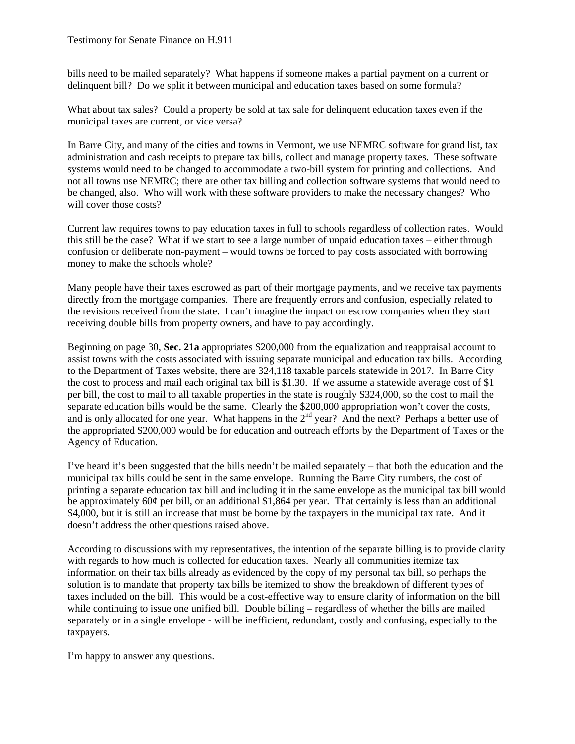bills need to be mailed separately? What happens if someone makes a partial payment on a current or delinquent bill? Do we split it between municipal and education taxes based on some formula?

What about tax sales? Could a property be sold at tax sale for delinquent education taxes even if the municipal taxes are current, or vice versa?

In Barre City, and many of the cities and towns in Vermont, we use NEMRC software for grand list, tax administration and cash receipts to prepare tax bills, collect and manage property taxes. These software systems would need to be changed to accommodate a two-bill system for printing and collections. And not all towns use NEMRC; there are other tax billing and collection software systems that would need to be changed, also. Who will work with these software providers to make the necessary changes? Who will cover those costs?

Current law requires towns to pay education taxes in full to schools regardless of collection rates. Would this still be the case? What if we start to see a large number of unpaid education taxes – either through confusion or deliberate non-payment – would towns be forced to pay costs associated with borrowing money to make the schools whole?

Many people have their taxes escrowed as part of their mortgage payments, and we receive tax payments directly from the mortgage companies. There are frequently errors and confusion, especially related to the revisions received from the state. I can't imagine the impact on escrow companies when they start receiving double bills from property owners, and have to pay accordingly.

Beginning on page 30, **Sec. 21a** appropriates $200,000 from the equalization and reappraisal account to assist towns with the costs associated with issuing separate municipal and education tax bills. According to the Department of Taxes website, there are 324,118 taxable parcels statewide in 2017. In Barre City the cost to process and mail each original tax bill is $1.30. If we assume a statewide average cost of $1 per bill, the cost to mail to all taxable properties in the state is roughly $324,000, so the cost to mail the separate education bills would be the same. Clearly the $200,000 appropriation won't cover the costs, and is only allocated for one year. What happens in the 2nd year? And the next? Perhaps a better use of the appropriated $200,000 would be for education and outreach efforts by the Department of Taxes or the Agency of Education.

I've heard it's been suggested that the bills needn't be mailed separately – that both the education and the municipal tax bills could be sent in the same envelope. Running the Barre City numbers, the cost of printing a separate education tax bill and including it in the same envelope as the municipal tax bill would be approximately 60¢ per bill, or an additional $1,864 per year. That certainly is less than an additional $4,000, but it is still an increase that must be borne by the taxpayers in the municipal tax rate. And it doesn't address the other questions raised above.

According to discussions with my representatives, the intention of the separate billing is to provide clarity with regards to how much is collected for education taxes. Nearly all communities itemize tax information on their tax bills already as evidenced by the copy of my personal tax bill, so perhaps the solution is to mandate that property tax bills be itemized to show the breakdown of different types of taxes included on the bill. This would be a cost-effective way to ensure clarity of information on the bill while continuing to issue one unified bill. Double billing – regardless of whether the bills are mailed separately or in a single envelope - will be inefficient, redundant, costly and confusing, especially to the taxpayers.

I'm happy to answer any questions.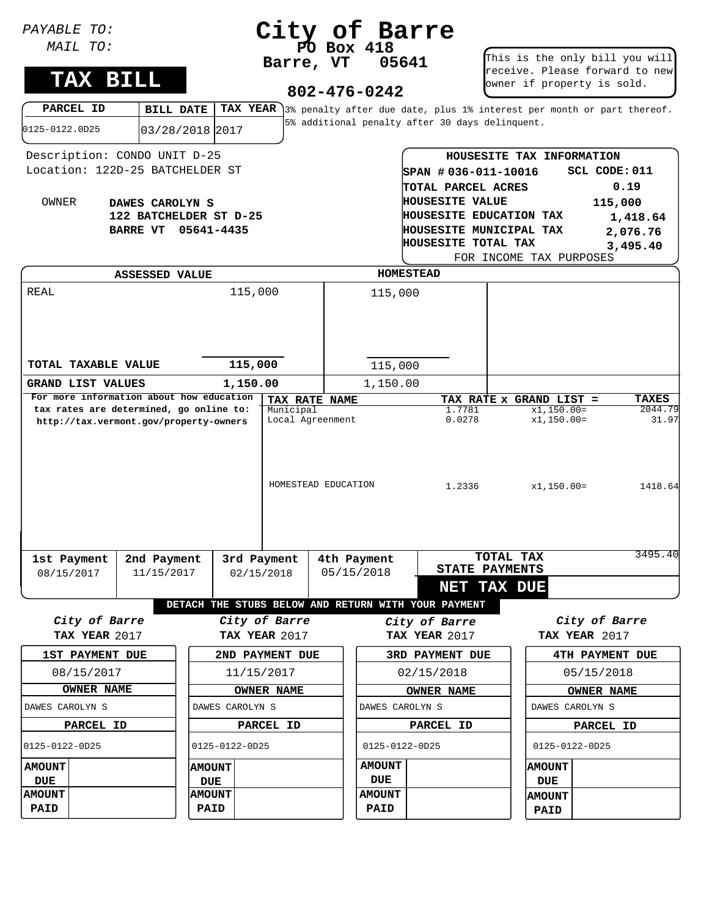*PAYABLE TO:*
*MAIL TO:*

# City of Barre

**PO Box 418**
**Barre, VT 05641**

**802-476-0242**

This is the only bill you will receive. Please forward to new owner if property is sold.

## TAX BILL

| PARCEL ID | BILL DATE | TAX YEAR |
|---|---|---|
| 0125-0122.0D25 | 03/28/2018 | 2017 |

3% penalty after due date, plus 1% interest per month or part thereof.
5% additional penalty after 30 days delinquent.

Description: CONDO UNIT D-25
Location: 122D-25 BATCHELDER ST

OWNER **DAWES CAROLYN S**
**122 BATCHELDER ST D-25**
**BARRE VT 05641-4435**

| HOUSESITE TAX INFORMATION | |
|---|---|
| SPAN # 036-011-10016 | SCL CODE: 011 |
| TOTAL PARCEL ACRES | 0.19 |
| HOUSESITE VALUE | 115,000 |
| HOUSESITE EDUCATION TAX | 1,418.64 |
| HOUSESITE MUNICIPAL TAX | 2,076.76 |
| HOUSESITE TOTAL TAX | 3,495.40 |
| FOR INCOME TAX PURPOSES | |

| ASSESSED VALUE | | HOMESTEAD |
|---|---|---|
| REAL | 115,000 | 115,000 |
| **TOTAL TAXABLE VALUE** | **115,000** | 115,000 |
| **GRAND LIST VALUES** | **1,150.00** | 1,150.00 |

**For more information about how education tax rates are determined, go online to: http://tax.vermont.gov/property-owners**

| TAX RATE NAME | TAX RATE | x GRAND LIST = | TAXES |
|---|---|---|---|
| Municipal | 1.7781 | x1,150.00= | 2044.79 |
| Local Agreenment | 0.0278 | x1,150.00= | 31.97 |
| HOMESTEAD EDUCATION | 1.2336 | x1,150.00= | 1418.64 |
| | | TOTAL TAX | 3495.40 |
| | | STATE PAYMENTS | |
| | | **NET TAX DUE** | |

| 1st Payment | 2nd Payment | 3rd Payment | 4th Payment |
|---|---|---|---|
| 08/15/2017 | 11/15/2017 | 02/15/2018 | 05/15/2018 |

**DETACH THE STUBS BELOW AND RETURN WITH YOUR PAYMENT**

| *City of Barre* TAX YEAR 2017 | *City of Barre* TAX YEAR 2017 | *City of Barre* TAX YEAR 2017 | *City of Barre* TAX YEAR 2017 |
|---|---|---|---|
| **1ST PAYMENT DUE** | **2ND PAYMENT DUE** | **3RD PAYMENT DUE** | **4TH PAYMENT DUE** |
| 08/15/2017 | 11/15/2017 | 02/15/2018 | 05/15/2018 |
| **OWNER NAME** | **OWNER NAME** | **OWNER NAME** | **OWNER NAME** |
| DAWES CAROLYN S | DAWES CAROLYN S | DAWES CAROLYN S | DAWES CAROLYN S |
| **PARCEL ID** | **PARCEL ID** | **PARCEL ID** | **PARCEL ID** |
| 0125-0122-0D25 | 0125-0122-0D25 | 0125-0122-0D25 | 0125-0122-0D25 |
| **AMOUNT DUE** | **AMOUNT DUE** | **AMOUNT DUE** | **AMOUNT DUE** |
| **AMOUNT PAID** | **AMOUNT PAID** | **AMOUNT PAID** | **AMOUNT PAID** |